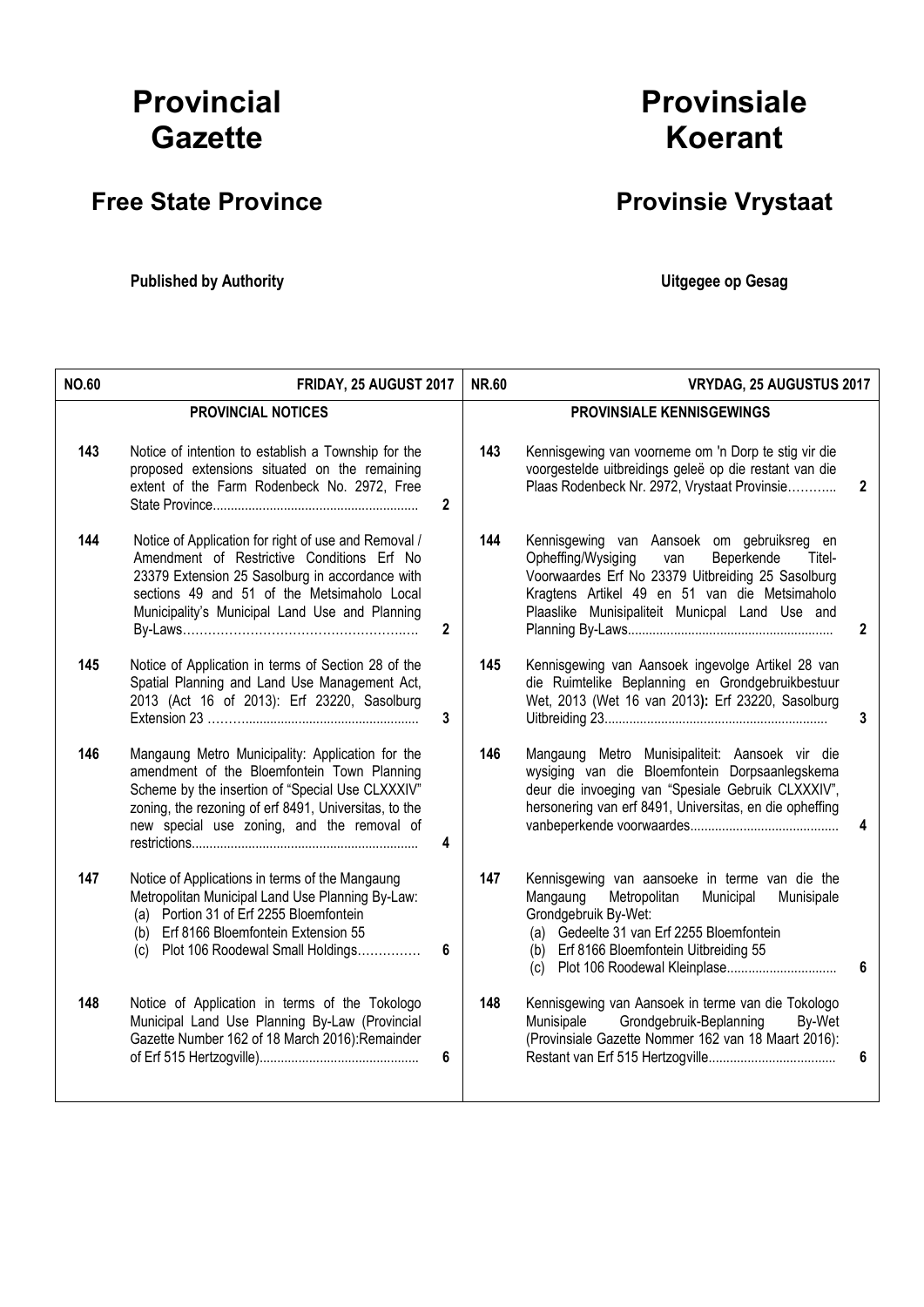# Provincial Gazette

# Provinsiale Koerant

## Free State Province

## Provinsie Vrystaat

**Published by Authority**

**Uitgegee op Gesag**

| **NO.60** | **FRIDAY, 25 AUGUST 2017** | | **NR.60** | **VRYDAG, 25 AUGUSTUS 2017** | |
|---|---|---|---|---|---|
| | **PROVINCIAL NOTICES** | | | **PROVINSIALE KENNISGEWINGS** | |
| 143 | Notice of intention to establish a Township for the proposed extensions situated on the remaining extent of the Farm Rodenbeck No. 2972, Free State Province........................................................ | 2 | 143 | Kennisgewing van voorneme om 'n Dorp te stig vir die voorgestelde uitbreidings geleë op die restant van die Plaas Rodenbeck Nr. 2972, Vrystaat Provinsie……….. | 2 |
| 144 | Notice of Application for right of use and Removal / Amendment of Restrictive Conditions Erf No 23379 Extension 25 Sasolburg in accordance with sections 49 and 51 of the Metsimaholo Local Municipality's Municipal Land Use and Planning By-Laws……………………………………………..… | 2 | 144 | Kennisgewing van Aansoek om gebruiksreg en Opheffing/Wysiging van Beperkende Titel-Voorwaardes Erf No 23379 Uitbreiding 25 Sasolburg Kragtens Artikel 49 en 51 van die Metsimaholo Plaaslike Munisipaliteit Municpal Land Use and Planning By-Laws........................................................ | 2 |
| 145 | Notice of Application in terms of Section 28 of the Spatial Planning and Land Use Management Act, 2013 (Act 16 of 2013): Erf 23220, Sasolburg Extension 23 ………............................................... | 3 | 145 | Kennisgewing van Aansoek ingevolge Artikel 28 van die Ruimtelike Beplanning en Grondgebruikbestuur Wet, 2013 (Wet 16 van 2013**):** Erf 23220, Sasolburg Uitbreiding 23............................................................ | 3 |
| 146 | Mangaung Metro Municipality: Application for the amendment of the Bloemfontein Town Planning Scheme by the insertion of "Special Use CLXXXIV" zoning, the rezoning of erf 8491, Universitas, to the new special use zoning, and the removal of restrictions.............................................................. | 4 | 146 | Mangaung Metro Munisipaliteit: Aansoek vir die wysiging van die Bloemfontein Dorpsaanlegskema deur die invoeging van "Spesiale Gebruik CLXXXIV", hersonering van erf 8491, Universitas, en die opheffing vanbeperkende voorwaardes.......................................... | 4 |
| 147 | Notice of Applications in terms of the Mangaung Metropolitan Municipal Land Use Planning By-Law: (a) Portion 31 of Erf 2255 Bloemfontein (b) Erf 8166 Bloemfontein Extension 55 (c) Plot 106 Roodewal Small Holdings…………… | 6 | 147 | Kennisgewing van aansoeke in terme van die the Mangaung Metropolitan Municipal Munisipale Grondgebruik By-Wet: (a) Gedeelte 31 van Erf 2255 Bloemfontein (b) Erf 8166 Bloemfontein Uitbreiding 55 (c) Plot 106 Roodewal Kleinplase............................... | 6 |
| 148 | Notice of Application in terms of the Tokologo Municipal Land Use Planning By-Law (Provincial Gazette Number 162 of 18 March 2016):Remainder of Erf 515 Hertzogville)............................................ | 6 | 148 | Kennisgewing van Aansoek in terme van die Tokologo Munisipale Grondgebruik-Beplanning By-Wet (Provinsiale Gazette Nommer 162 van 18 Maart 2016): Restant van Erf 515 Hertzogville.................................... | 6 |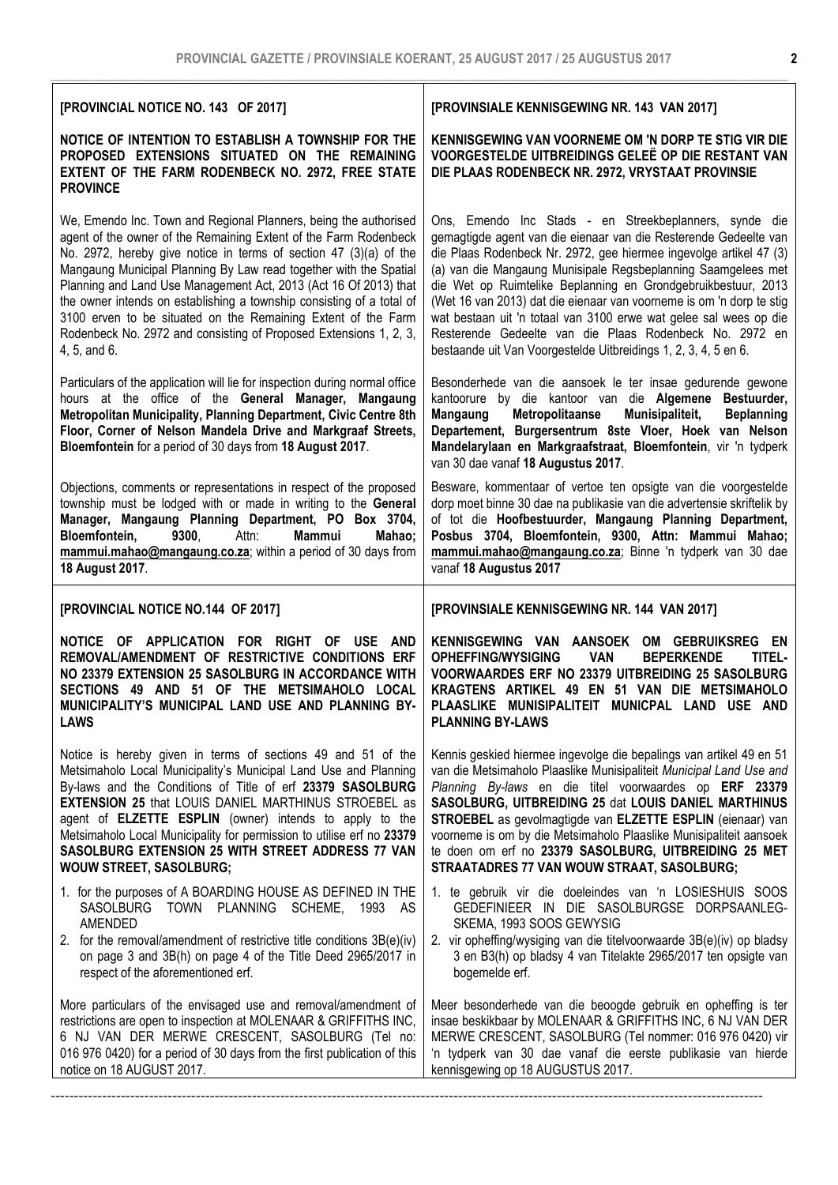**[PROVINCIAL NOTICE NO. 143 OF 2017]**

**NOTICE OF INTENTION TO ESTABLISH A TOWNSHIP FOR THE PROPOSED EXTENSIONS SITUATED ON THE REMAINING EXTENT OF THE FARM RODENBECK NO. 2972, FREE STATE PROVINCE**

We, Emendo Inc. Town and Regional Planners, being the authorised agent of the owner of the Remaining Extent of the Farm Rodenbeck No. 2972, hereby give notice in terms of section 47 (3)(a) of the Mangaung Municipal Planning By Law read together with the Spatial Planning and Land Use Management Act, 2013 (Act 16 Of 2013) that the owner intends on establishing a township consisting of a total of 3100 erven to be situated on the Remaining Extent of the Farm Rodenbeck No. 2972 and consisting of Proposed Extensions 1, 2, 3, 4, 5, and 6.

Particulars of the application will lie for inspection during normal office hours at the office of the **General Manager, Mangaung Metropolitan Municipality, Planning Department, Civic Centre 8th Floor, Corner of Nelson Mandela Drive and Markgraaf Streets, Bloemfontein** for a period of 30 days from **18 August 2017**.

Objections, comments or representations in respect of the proposed township must be lodged with or made in writing to the **General Manager, Mangaung Planning Department, PO Box 3704, Bloemfontein, 9300**, Attn: **Mammui Mahao; mammui.mahao@mangaung.co.za**; within a period of 30 days from **18 August 2017**.

**[PROVINSIALE KENNISGEWING NR. 143 VAN 2017]**

**KENNISGEWING VAN VOORNEME OM 'N DORP TE STIG VIR DIE VOORGESTELDE UITBREIDINGS GELEË OP DIE RESTANT VAN DIE PLAAS RODENBECK NR. 2972, VRYSTAAT PROVINSIE**

Ons, Emendo Inc Stads - en Streekbeplanners, synde die gemagtigde agent van die eienaar van die Resterende Gedeelte van die Plaas Rodenbeck Nr. 2972, gee hiermee ingevolge artikel 47 (3) (a) van die Mangaung Munisipale Regsbeplanning Saamgelees met die Wet op Ruimtelike Beplanning en Grondgebruikbestuur, 2013 (Wet 16 van 2013) dat die eienaar van voorneme is om 'n dorp te stig wat bestaan uit 'n totaal van 3100 erwe wat gelee sal wees op die Resterende Gedeelte van die Plaas Rodenbeck No. 2972 en bestaande uit Van Voorgestelde Uitbreidings 1, 2, 3, 4, 5 en 6.

Besonderhede van die aansoek le ter insae gedurende gewone kantoorure by die kantoor van die **Algemene Bestuurder, Mangaung Metropolitaanse Munisipaliteit, Beplanning Departement, Burgersentrum 8ste Vloer, Hoek van Nelson Mandelarylaan en Markgraafstraat, Bloemfontein**, vir 'n tydperk van 30 dae vanaf **18 Augustus 2017**.

Besware, kommentaar of vertoe ten opsigte van die voorgestelde dorp moet binne 30 dae na publikasie van die advertensie skriftelik by of tot die **Hoofbestuurder, Mangaung Planning Department, Posbus 3704, Bloemfontein, 9300, Attn: Mammui Mahao; mammui.mahao@mangaung.co.za**; Binne 'n tydperk van 30 dae vanaf **18 Augustus 2017**

---

**[PROVINCIAL NOTICE NO.144 OF 2017]**

**NOTICE OF APPLICATION FOR RIGHT OF USE AND REMOVAL/AMENDMENT OF RESTRICTIVE CONDITIONS ERF NO 23379 EXTENSION 25 SASOLBURG IN ACCORDANCE WITH SECTIONS 49 AND 51 OF THE METSIMAHOLO LOCAL MUNICIPALITY'S MUNICIPAL LAND USE AND PLANNING BY-LAWS**

Notice is hereby given in terms of sections 49 and 51 of the Metsimaholo Local Municipality's Municipal Land Use and Planning By-laws and the Conditions of Title of erf **23379 SASOLBURG EXTENSION 25** that LOUIS DANIEL MARTHINUS STROEBEL as agent of **ELZETTE ESPLIN** (owner) intends to apply to the Metsimaholo Local Municipality for permission to utilise erf no **23379 SASOLBURG EXTENSION 25 WITH STREET ADDRESS 77 VAN WOUW STREET, SASOLBURG;**

1. for the purposes of A BOARDING HOUSE AS DEFINED IN THE SASOLBURG TOWN PLANNING SCHEME, 1993 AS AMENDED
2. for the removal/amendment of restrictive title conditions 3B(e)(iv) on page 3 and 3B(h) on page 4 of the Title Deed 2965/2017 in respect of the aforementioned erf.

More particulars of the envisaged use and removal/amendment of restrictions are open to inspection at MOLENAAR & GRIFFITHS INC, 6 NJ VAN DER MERWE CRESCENT, SASOLBURG (Tel no: 016 976 0420) for a period of 30 days from the first publication of this notice on 18 AUGUST 2017.

**[PROVINSIALE KENNISGEWING NR. 144 VAN 2017]**

**KENNISGEWING VAN AANSOEK OM GEBRUIKSREG EN OPHEFFING/WYSIGING VAN BEPERKENDE TITEL-VOORWAARDES ERF NO 23379 UITBREIDING 25 SASOLBURG KRAGTENS ARTIKEL 49 EN 51 VAN DIE METSIMAHOLO PLAASLIKE MUNISIPALITEIT MUNICPAL LAND USE AND PLANNING BY-LAWS**

Kennis geskied hiermee ingevolge die bepalings van artikel 49 en 51 van die Metsimaholo Plaaslike Munisipaliteit *Municipal Land Use and Planning By-laws* en die titel voorwaardes op **ERF 23379 SASOLBURG, UITBREIDING 25** dat **LOUIS DANIEL MARTHINUS STROEBEL** as gevolmagtigde van **ELZETTE ESPLIN** (eienaar) van voorneme is om by die Metsimaholo Plaaslike Munisipaliteit aansoek te doen om erf no **23379 SASOLBURG, UITBREIDING 25 MET STRAATADRES 77 VAN WOUW STRAAT, SASOLBURG;**

1. te gebruik vir die doeleindes van 'n LOSIESHUIS SOOS GEDEFINIEER IN DIE SASOLBURGSE DORPSAANLEG-SKEMA, 1993 SOOS GEWYSIG
2. vir opheffing/wysiging van die titelvoorwaarde 3B(e)(iv) op bladsy 3 en B3(h) op bladsy 4 van Titelakte 2965/2017 ten opsigte van bogemelde erf.

Meer besonderhede van die beoogde gebruik en opheffing is ter insae beskikbaar by MOLENAAR & GRIFFITHS INC, 6 NJ VAN DER MERWE CRESCENT, SASOLBURG (Tel nommer: 016 976 0420) vir 'n tydperk van 30 dae vanaf die eerste publikasie van hierde kennisgewing op 18 AUGUSTUS 2017.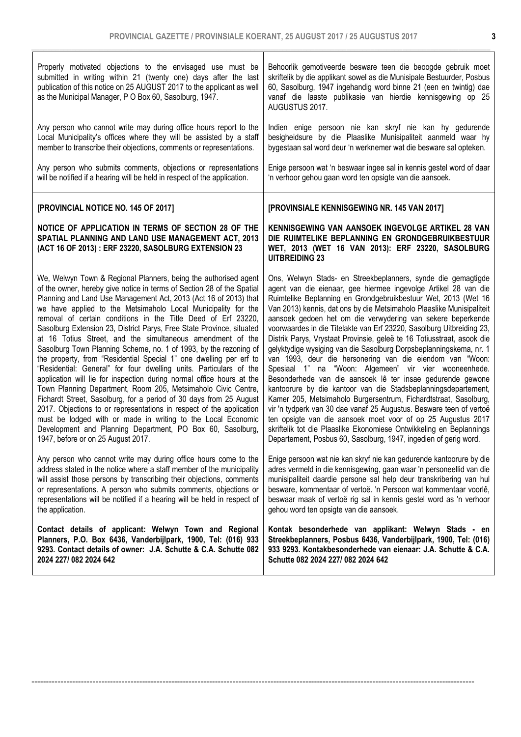Properly motivated objections to the envisaged use must be submitted in writing within 21 (twenty one) days after the last publication of this notice on 25 AUGUST 2017 to the applicant as well as the Municipal Manager, P O Box 60, Sasolburg, 1947.

Any person who cannot write may during office hours report to the Local Municipality's offices where they will be assisted by a staff member to transcribe their objections, comments or representations.

Any person who submits comments, objections or representations will be notified if a hearing will be held in respect of the application.

Behoorlik gemotiveerde besware teen die beoogde gebruik moet skriftelik by die applikant sowel as die Munisipale Bestuurder, Posbus 60, Sasolburg, 1947 ingehandig word binne 21 (een en twintig) dae vanaf die laaste publikasie van hierdie kennisgewing op 25 AUGUSTUS 2017.

Indien enige persoon nie kan skryf nie kan hy gedurende besigheidsure by die Plaaslike Munisipaliteit aanmeld waar hy bygestaan sal word deur 'n werknemer wat die besware sal opteken.

Enige persoon wat 'n beswaar ingee sal in kennis gestel word of daar 'n verhoor gehou gaan word ten opsigte van die aansoek.

**[PROVINCIAL NOTICE NO. 145 OF 2017]**

**NOTICE OF APPLICATION IN TERMS OF SECTION 28 OF THE SPATIAL PLANNING AND LAND USE MANAGEMENT ACT, 2013 (ACT 16 OF 2013) : ERF 23220, SASOLBURG EXTENSION 23**

We, Welwyn Town & Regional Planners, being the authorised agent of the owner, hereby give notice in terms of Section 28 of the Spatial Planning and Land Use Management Act, 2013 (Act 16 of 2013) that we have applied to the Metsimaholo Local Municipality for the removal of certain conditions in the Title Deed of Erf 23220, Sasolburg Extension 23, District Parys, Free State Province, situated at 16 Totius Street, and the simultaneous amendment of the Sasolburg Town Planning Scheme, no. 1 of 1993, by the rezoning of the property, from "Residential Special 1" one dwelling per erf to "Residential: General" for four dwelling units. Particulars of the application will lie for inspection during normal office hours at the Town Planning Department, Room 205, Metsimaholo Civic Centre, Fichardt Street, Sasolburg, for a period of 30 days from 25 August 2017. Objections to or representations in respect of the application must be lodged with or made in writing to the Local Economic Development and Planning Department, PO Box 60, Sasolburg, 1947, before or on 25 August 2017.

Any person who cannot write may during office hours come to the address stated in the notice where a staff member of the municipality will assist those persons by transcribing their objections, comments or representations. A person who submits comments, objections or representations will be notified if a hearing will be held in respect of the application.

**Contact details of applicant: Welwyn Town and Regional Planners, P.O. Box 6436, Vanderbijlpark, 1900, Tel: (016) 933 9293. Contact details of owner: J.A. Schutte & C.A. Schutte 082 2024 227/ 082 2024 642**

**[PROVINSIALE KENNISGEWING NR. 145 VAN 2017]**

**KENNISGEWING VAN AANSOEK INGEVOLGE ARTIKEL 28 VAN DIE RUIMTELIKE BEPLANNING EN GRONDGEBRUIKBESTUUR WET, 2013 (WET 16 VAN 2013): ERF 23220, SASOLBURG UITBREIDING 23**

Ons, Welwyn Stads- en Streekbeplanners, synde die gemagtigde agent van die eienaar, gee hiermee ingevolge Artikel 28 van die Ruimtelike Beplanning en Grondgebruikbestuur Wet, 2013 (Wet 16 Van 2013) kennis, dat ons by die Metsimaholo Plaaslike Munisipaliteit aansoek gedoen het om die verwydering van sekere beperkende voorwaardes in die Titelakte van Erf 23220, Sasolburg Uitbreiding 23, Distrik Parys, Vrystaat Provinsie, geleë te 16 Totiusstraat, asook die gelyktydige wysiging van die Sasolburg Dorpsbeplanningskema, nr. 1 van 1993, deur die hersonering van die eiendom van "Woon: Spesiaal 1" na "Woon: Algemeen" vir vier wooneenhede. Besonderhede van die aansoek lê ter insae gedurende gewone kantoorure by die kantoor van die Stadsbeplanningsdepartement, Kamer 205, Metsimaholo Burgersentrum, Fichardtstraat, Sasolburg, vir 'n tydperk van 30 dae vanaf 25 Augustus. Besware teen of vertoë ten opsigte van die aansoek moet voor of op 25 Augustus 2017 skriftelik tot die Plaaslike Ekonomiese Ontwikkeling en Beplannings Departement, Posbus 60, Sasolburg, 1947, ingedien of gerig word.

Enige persoon wat nie kan skryf nie kan gedurende kantoorure by die adres vermeld in die kennisgewing, gaan waar 'n personeellid van die munisipaliteit daardie persone sal help deur transkribering van hul besware, kommentaar of vertoë. 'n Persoon wat kommentaar voorlê, beswaar maak of vertoë rig sal in kennis gestel word as 'n verhoor gehou word ten opsigte van die aansoek.

**Kontak besonderhede van applikant: Welwyn Stads - en Streekbeplanners, Posbus 6436, Vanderbijlpark, 1900, Tel: (016) 933 9293. Kontakbesonderhede van eienaar: J.A. Schutte & C.A. Schutte 082 2024 227/ 082 2024 642**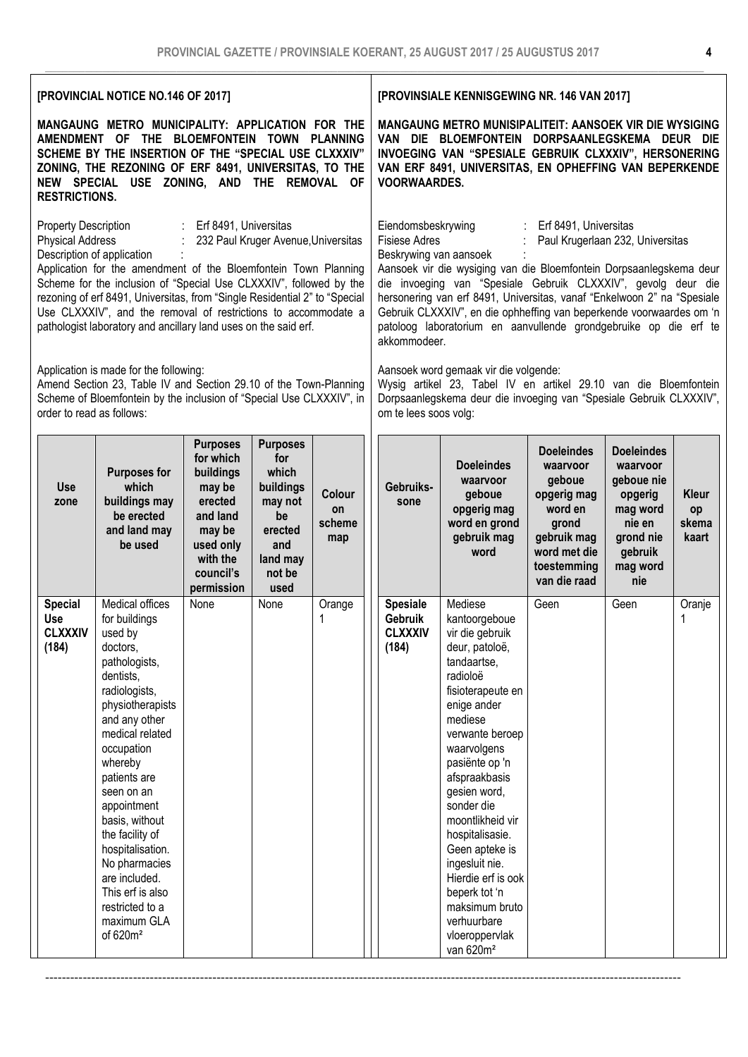**[PROVINCIAL NOTICE NO.146 OF 2017]**

**MANGAUNG METRO MUNICIPALITY: APPLICATION FOR THE AMENDMENT OF THE BLOEMFONTEIN TOWN PLANNING SCHEME BY THE INSERTION OF THE "SPECIAL USE CLXXXIV" ZONING, THE REZONING OF ERF 8491, UNIVERSITAS, TO THE NEW SPECIAL USE ZONING, AND THE REMOVAL OF RESTRICTIONS.**

Property Description : Erf 8491, Universitas
Physical Address : 232 Paul Kruger Avenue,Universitas
Description of application :
Application for the amendment of the Bloemfontein Town Planning Scheme for the inclusion of "Special Use CLXXXIV", followed by the rezoning of erf 8491, Universitas, from "Single Residential 2" to "Special Use CLXXXIV", and the removal of restrictions to accommodate a pathologist laboratory and ancillary land uses on the said erf.

Application is made for the following:
Amend Section 23, Table IV and Section 29.10 of the Town-Planning Scheme of Bloemfontein by the inclusion of "Special Use CLXXXIV", in order to read as follows:

| Use zone | Purposes for which buildings may be erected and land may be used | Purposes for which buildings may be erected and land may be used only with the council's permission | Purposes for which buildings may not be erected and land may not be used | Colour on scheme map |
|---|---|---|---|---|
| **Special Use CLXXXIV (184)** | Medical offices for buildings used by doctors, pathologists, dentists, radiologists, physiotherapists and any other medical related occupation whereby patients are seen on an appointment basis, without the facility of hospitalisation. No pharmacies are included. This erf is also restricted to a maximum GLA of 620m² | None | None | Orange 1 |

**[PROVINSIALE KENNISGEWING NR. 146 VAN 2017]**

**MANGAUNG METRO MUNISIPALITEIT: AANSOEK VIR DIE WYSIGING VAN DIE BLOEMFONTEIN DORPSAANLEGSKEMA DEUR DIE INVOEGING VAN "SPESIALE GEBRUIK CLXXXIV", HERSONERING VAN ERF 8491, UNIVERSITAS, EN OPHEFFING VAN BEPERKENDE VOORWAARDES.**

Eiendomsbeskrywing : Erf 8491, Universitas
Fisiese Adres : Paul Krugerlaan 232, Universitas
Beskrywing van aansoek :
Aansoek vir die wysiging van die Bloemfontein Dorpsaanlegskema deur die invoeging van "Spesiale Gebruik CLXXXIV", gevolg deur die hersonering van erf 8491, Universitas, vanaf "Enkelwoon 2" na "Spesiale Gebruik CLXXXIV", en die ophheffing van beperkende voorwaardes om 'n patoloog laboratorium en aanvullende grondgebruike op die erf te akkommodeer.

Aansoek word gemaak vir die volgende:
Wysig artikel 23, Tabel IV en artikel 29.10 van die Bloemfontein Dorpsaanlegskema deur die invoeging van "Spesiale Gebruik CLXXXIV", om te lees soos volg:

| Gebruiks-sone | Doeleindes waarvoor geboue opgerig mag word en grond gebruik mag word | Doeleindes waarvoor geboue opgerig mag word en grond gebruik mag word met die toestemming van die raad | Doeleindes waarvoor geboue nie opgerig mag word nie en grond nie gebruik mag word nie | Kleur op skema kaart |
|---|---|---|---|---|
| **Spesiale Gebruik CLXXXIV (184)** | Mediese kantoorgeboue vir die gebruik deur, patoloë, tandaartse, radioloë fisioterapeute en enige ander mediese verwante beroep waarvolgens pasiënte op 'n afspraakbasis gesien word, sonder die moontlikheid vir hospitalisasie. Geen apteke is ingesluit nie. Hierdie erf is ook beperk tot 'n maksimum bruto verhuurbare vloeroppervlak van 620m² | Geen | Geen | Oranje 1 |

---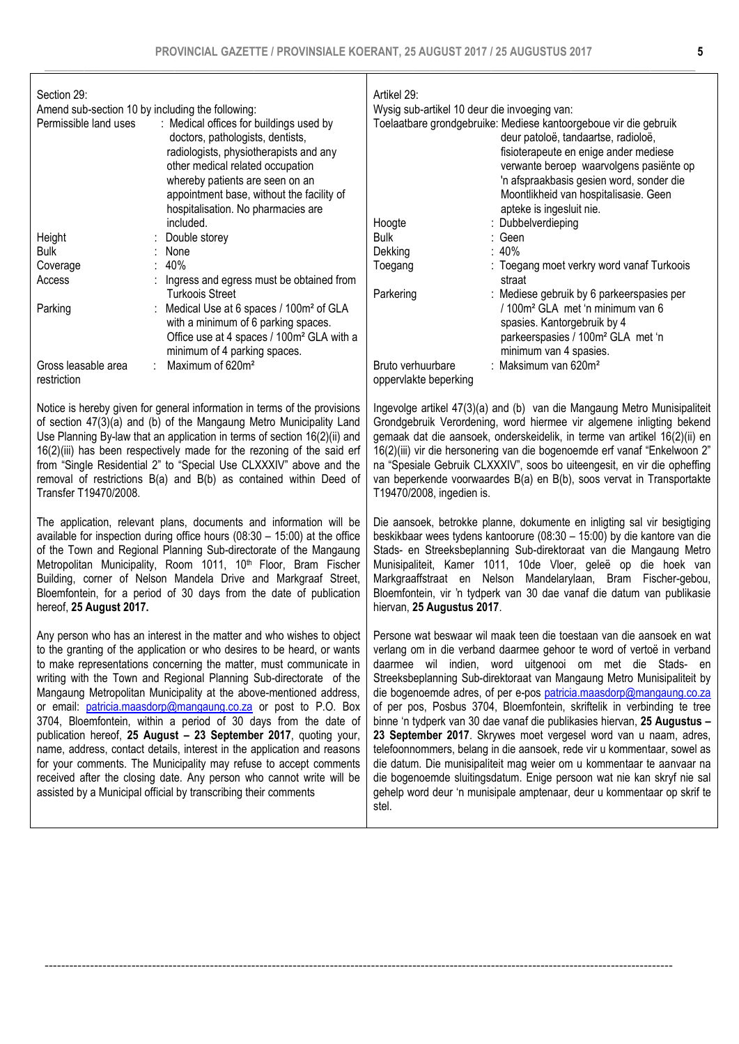Section 29:
Amend sub-section 10 by including the following:

| | |
|---|---|
| Permissible land uses | : Medical offices for buildings used by doctors, pathologists, dentists, radiologists, physiotherapists and any other medical related occupation whereby patients are seen on an appointment base, without the facility of hospitalisation. No pharmacies are included. |
| Height | : Double storey |
| Bulk | : None |
| Coverage | : 40% |
| Access | : Ingress and egress must be obtained from Turkoois Street |
| Parking | : Medical Use at 6 spaces / 100m² of GLA with a minimum of 6 parking spaces. Office use at 4 spaces / 100m² GLA with a minimum of 4 parking spaces. |
| Gross leasable area restriction | : Maximum of 620m² |

Notice is hereby given for general information in terms of the provisions of section 47(3)(a) and (b) of the Mangaung Metro Municipality Land Use Planning By-law that an application in terms of section 16(2)(ii) and 16(2)(iii) has been respectively made for the rezoning of the said erf from "Single Residential 2" to "Special Use CLXXXIV" above and the removal of restrictions B(a) and B(b) as contained within Deed of Transfer T19470/2008.

The application, relevant plans, documents and information will be available for inspection during office hours (08:30 – 15:00) at the office of the Town and Regional Planning Sub-directorate of the Mangaung Metropolitan Municipality, Room 1011, 10th Floor, Bram Fischer Building, corner of Nelson Mandela Drive and Markgraaf Street, Bloemfontein, for a period of 30 days from the date of publication hereof, **25 August 2017.**

Any person who has an interest in the matter and who wishes to object to the granting of the application or who desires to be heard, or wants to make representations concerning the matter, must communicate in writing with the Town and Regional Planning Sub-directorate of the Mangaung Metropolitan Municipality at the above-mentioned address, or email: patricia.maasdorp@mangaung.co.za or post to P.O. Box 3704, Bloemfontein, within a period of 30 days from the date of publication hereof, **25 August – 23 September 2017**, quoting your, name, address, contact details, interest in the application and reasons for your comments. The Municipality may refuse to accept comments received after the closing date. Any person who cannot write will be assisted by a Municipal official by transcribing their comments

Artikel 29:
Wysig sub-artikel 10 deur die invoeging van:

| | |
|---|---|
| Toelaatbare grondgebruike | : Mediese kantoorgeboue vir die gebruik deur patoloë, tandaartse, radioloë, fisioterapeute en enige ander mediese verwante beroep waarvolgens pasiënte op 'n afspraakbasis gesien word, sonder die Moontlikheid van hospitalisasie. Geen apteke is ingesluit nie. |
| Hoogte | : Dubbelverdieping |
| Bulk | : Geen |
| Dekking | : 40% |
| Toegang | : Toegang moet verkry word vanaf Turkoois straat |
| Parkering | : Mediese gebruik by 6 parkeerspasies per / 100m² GLA met 'n minimum van 6 spasies. Kantorgebruik by 4 parkeerspasies / 100m² GLA met 'n minimum van 4 spasies. |
| Bruto verhuurbare oppervlakte beperking | : Maksimum van 620m² |

Ingevolge artikel 47(3)(a) and (b) van die Mangaung Metro Munisipaliteit Grondgebruik Verordening, word hiermee vir algemene inligting bekend gemaak dat die aansoek, onderskeidelik, in terme van artikel 16(2)(ii) en 16(2)(iii) vir die hersonering van die bogenoemde erf vanaf "Enkelwoon 2" na "Spesiale Gebruik CLXXXIV", soos bo uiteengesit, en vir die opheffing van beperkende voorwaardes B(a) en B(b), soos vervat in Transportakte T19470/2008, ingedien is.

Die aansoek, betrokke planne, dokumente en inligting sal vir besigtiging beskikbaar wees tydens kantoorure (08:30 – 15:00) by die kantore van die Stads- en Streeksbeplanning Sub-direktoraat van die Mangaung Metro Munisipaliteit, Kamer 1011, 10de Vloer, geleë op die hoek van Markgraaffstraat en Nelson Mandelarylaan, Bram Fischer-gebou, Bloemfontein, vir 'n tydperk van 30 dae vanaf die datum van publikasie hiervan, **25 Augustus 2017**.

Persone wat beswaar wil maak teen die toestaan van die aansoek en wat verlang om in die verband daarmee gehoor te word of vertoë in verband daarmee wil indien, word uitgenooi om met die Stads- en Streeksbeplanning Sub-direktoraat van Mangaung Metro Munisipaliteit by die bogenoemde adres, of per e-pos patricia.maasdorp@mangaung.co.za of per pos, Posbus 3704, Bloemfontein, skriftelik in verbinding te tree binne 'n tydperk van 30 dae vanaf die publikasies hiervan, **25 Augustus – 23 September 2017**. Skrywes moet vergesel word van u naam, adres, telefoonnommers, belang in die aansoek, rede vir u kommentaar, sowel as die datum. Die munisipaliteit mag weier om u kommentaar te aanvaar na die bogenoemde sluitingsdatum. Enige persoon wat nie kan skryf nie sal gehelp word deur 'n munisipale amptenaar, deur u kommentaar op skrif te stel.

---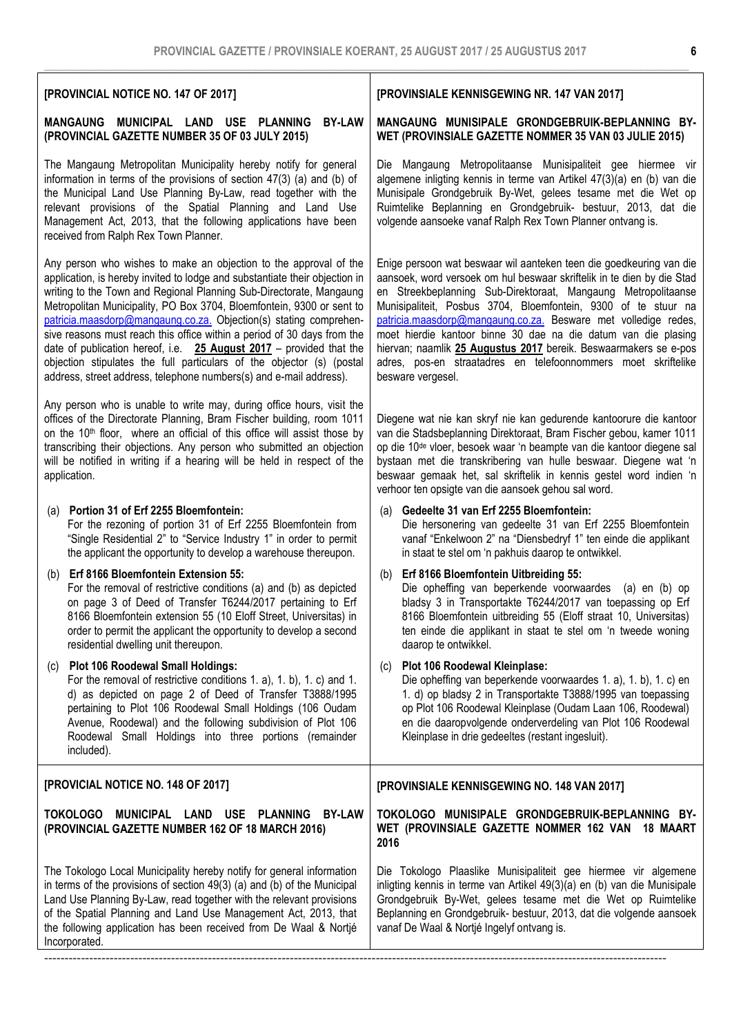**[PROVINCIAL NOTICE NO. 147 OF 2017]**

**MANGAUNG MUNICIPAL LAND USE PLANNING BY-LAW (PROVINCIAL GAZETTE NUMBER 35 OF 03 JULY 2015)**

The Mangaung Metropolitan Municipality hereby notify for general information in terms of the provisions of section 47(3) (a) and (b) of the Municipal Land Use Planning By-Law, read together with the relevant provisions of the Spatial Planning and Land Use Management Act, 2013, that the following applications have been received from Ralph Rex Town Planner.

Any person who wishes to make an objection to the approval of the application, is hereby invited to lodge and substantiate their objection in writing to the Town and Regional Planning Sub-Directorate, Mangaung Metropolitan Municipality, PO Box 3704, Bloemfontein, 9300 or sent to patricia.maasdorp@mangaung.co.za. Objection(s) stating comprehensive reasons must reach this office within a period of 30 days from the date of publication hereof, i.e. **25 August 2017** – provided that the objection stipulates the full particulars of the objector (s) (postal address, street address, telephone numbers(s) and e-mail address).

Any person who is unable to write may, during office hours, visit the offices of the Directorate Planning, Bram Fischer building, room 1011 on the 10th floor, where an official of this office will assist those by transcribing their objections. Any person who submitted an objection will be notified in writing if a hearing will be held in respect of the application.

(a) **Portion 31 of Erf 2255 Bloemfontein:**
For the rezoning of portion 31 of Erf 2255 Bloemfontein from "Single Residential 2" to "Service Industry 1" in order to permit the applicant the opportunity to develop a warehouse thereupon.

(b) **Erf 8166 Bloemfontein Extension 55:**
For the removal of restrictive conditions (a) and (b) as depicted on page 3 of Deed of Transfer T6244/2017 pertaining to Erf 8166 Bloemfontein extension 55 (10 Eloff Street, Universitas) in order to permit the applicant the opportunity to develop a second residential dwelling unit thereupon.

(c) **Plot 106 Roodewal Small Holdings:**
For the removal of restrictive conditions 1. a), 1. b), 1. c) and 1. d) as depicted on page 2 of Deed of Transfer T3888/1995 pertaining to Plot 106 Roodewal Small Holdings (106 Oudam Avenue, Roodewal) and the following subdivision of Plot 106 Roodewal Small Holdings into three portions (remainder included).

**[PROVINSIALE KENNISGEWING NR. 147 VAN 2017]**

**MANGAUNG MUNISIPALE GRONDGEBRUIK-BEPLANNING BY-WET (PROVINSIALE GAZETTE NOMMER 35 VAN 03 JULIE 2015)**

Die Mangaung Metropolitaanse Munisipaliteit gee hiermee vir algemene inligting kennis in terme van Artikel 47(3)(a) en (b) van die Munisipale Grondgebruik By-Wet, gelees tesame met die Wet op Ruimtelike Beplanning en Grondgebruik- bestuur, 2013, dat die volgende aansoeke vanaf Ralph Rex Town Planner ontvang is.

Enige persoon wat beswaar wil aanteken teen die goedkeuring van die aansoek, word versoek om hul beswaar skriftelik in te dien by die Stad en Streekbeplanning Sub-Direktoraat, Mangaung Metropolitaanse Munisipaliteit, Posbus 3704, Bloemfontein, 9300 of te stuur na patricia.maasdorp@mangaung.co.za. Besware met volledige redes, moet hierdie kantoor binne 30 dae na die datum van die plasing hiervan; naamlik **25 Augustus 2017** bereik. Beswaarmakers se e-pos adres, pos-en straatadres en telefoonnommers moet skriftelike besware vergesel.

Diegene wat nie kan skryf nie kan gedurende kantoorure die kantoor van die Stadsbeplanning Direktoraat, Bram Fischer gebou, kamer 1011 op die 10de vloer, besoek waar 'n beampte van die kantoor diegene sal bystaan met die transkribering van hulle beswaar. Diegene wat 'n beswaar gemaak het, sal skriftelik in kennis gestel word indien 'n verhoor ten opsigte van die aansoek gehou sal word.

(a) **Gedeelte 31 van Erf 2255 Bloemfontein:**
Die hersonering van gedeelte 31 van Erf 2255 Bloemfontein vanaf "Enkelwoon 2" na "Diensbedryf 1" ten einde die applikant in staat te stel om 'n pakhuis daarop te ontwikkel.

(b) **Erf 8166 Bloemfontein Uitbreiding 55:**
Die opheffing van beperkende voorwaardes (a) en (b) op bladsy 3 in Transportakte T6244/2017 van toepassing op Erf 8166 Bloemfontein uitbreiding 55 (Eloff straat 10, Universitas) ten einde die applikant in staat te stel om 'n tweede woning daarop te ontwikkel.

(c) **Plot 106 Roodewal Kleinplase:**
Die opheffing van beperkende voorwaardes 1. a), 1. b), 1. c) en 1. d) op bladsy 2 in Transportakte T3888/1995 van toepassing op Plot 106 Roodewal Kleinplase (Oudam Laan 106, Roodewal) en die daaropvolgende onderverdeling van Plot 106 Roodewal Kleinplase in drie gedeeltes (restant ingesluit).

**[PROVICIAL NOTICE NO. 148 OF 2017]**

**TOKOLOGO MUNICIPAL LAND USE PLANNING BY-LAW (PROVINCIAL GAZETTE NUMBER 162 OF 18 MARCH 2016)**

The Tokologo Local Municipality hereby notify for general information in terms of the provisions of section 49(3) (a) and (b) of the Municipal Land Use Planning By-Law, read together with the relevant provisions of the Spatial Planning and Land Use Management Act, 2013, that the following application has been received from De Waal & Nortjé Incorporated.

**[PROVINSIALE KENNISGEWING NO. 148 VAN 2017]**

**TOKOLOGO MUNISIPALE GRONDGEBRUIK-BEPLANNING BY-WET (PROVINSIALE GAZETTE NOMMER 162 VAN 18 MAART 2016**

Die Tokologo Plaaslike Munisipaliteit gee hiermee vir algemene inligting kennis in terme van Artikel 49(3)(a) en (b) van die Munisipale Grondgebruik By-Wet, gelees tesame met die Wet op Ruimtelike Beplanning en Grondgebruik- bestuur, 2013, dat die volgende aansoek vanaf De Waal & Nortjé Ingelyf ontvang is.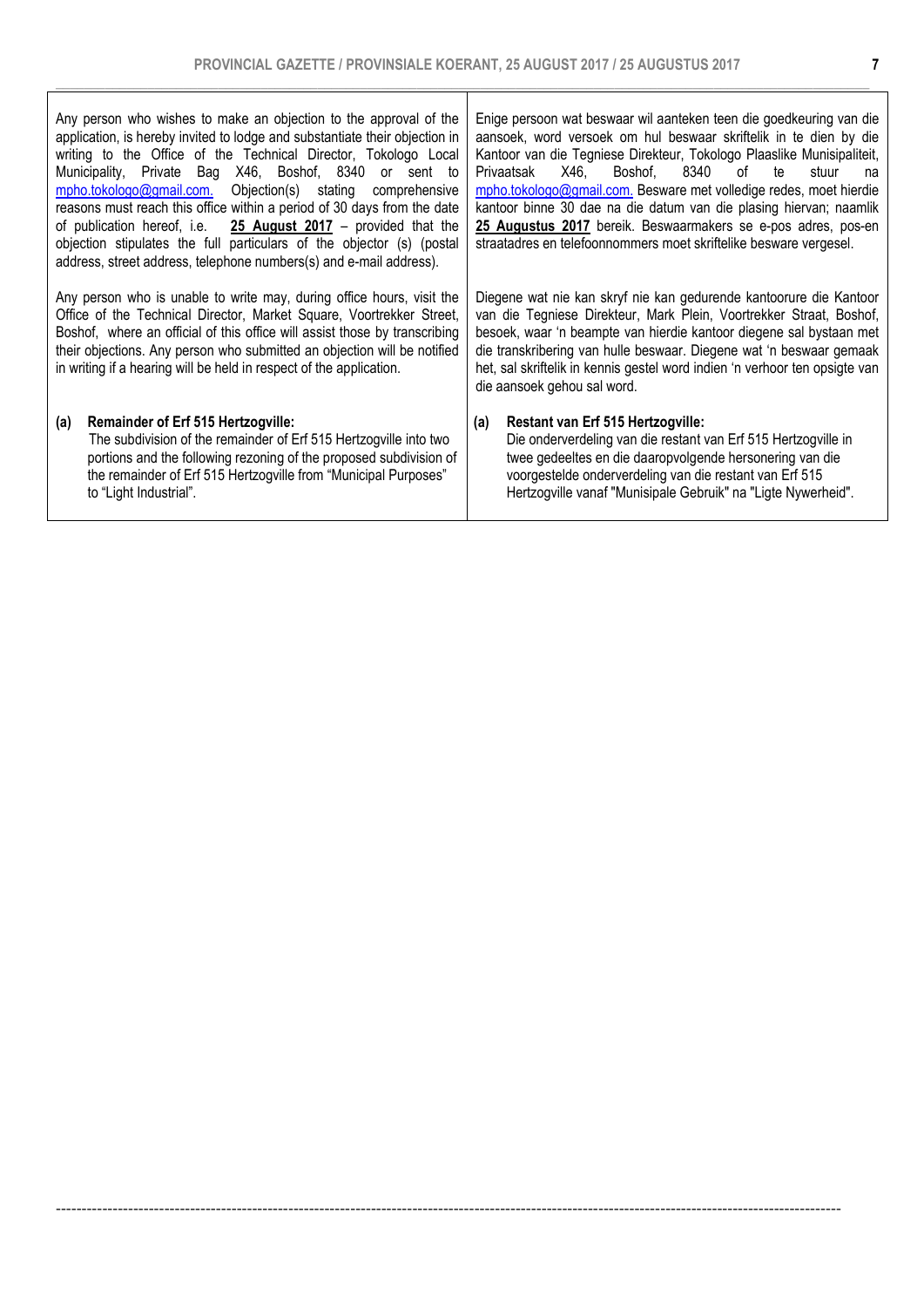Any person who wishes to make an objection to the approval of the application, is hereby invited to lodge and substantiate their objection in writing to the Office of the Technical Director, Tokologo Local Municipality, Private Bag X46, Boshof, 8340 or sent to mpho.tokologo@gmail.com. Objection(s) stating comprehensive reasons must reach this office within a period of 30 days from the date of publication hereof, i.e. **25 August 2017** – provided that the objection stipulates the full particulars of the objector (s) (postal address, street address, telephone numbers(s) and e-mail address).

Any person who is unable to write may, during office hours, visit the Office of the Technical Director, Market Square, Voortrekker Street, Boshof, where an official of this office will assist those by transcribing their objections. Any person who submitted an objection will be notified in writing if a hearing will be held in respect of the application.

**(a) Remainder of Erf 515 Hertzogville:**
The subdivision of the remainder of Erf 515 Hertzogville into two portions and the following rezoning of the proposed subdivision of the remainder of Erf 515 Hertzogville from "Municipal Purposes" to "Light Industrial".

Enige persoon wat beswaar wil aanteken teen die goedkeuring van die aansoek, word versoek om hul beswaar skriftelik in te dien by die Kantoor van die Tegniese Direkteur, Tokologo Plaaslike Munisipaliteit, Privaatsak X46, Boshof, 8340 of te stuur na mpho.tokologo@gmail.com. Besware met volledige redes, moet hierdie kantoor binne 30 dae na die datum van die plasing hiervan; naamlik **25 Augustus 2017** bereik. Beswaarmakers se e-pos adres, pos-en straatadres en telefoonnommers moet skriftelike besware vergesel.

Diegene wat nie kan skryf nie kan gedurende kantoorure die Kantoor van die Tegniese Direkteur, Mark Plein, Voortrekker Straat, Boshof, besoek, waar 'n beampte van hierdie kantoor diegene sal bystaan met die transkribering van hulle beswaar. Diegene wat 'n beswaar gemaak het, sal skriftelik in kennis gestel word indien 'n verhoor ten opsigte van die aansoek gehou sal word.

**(a) Restant van Erf 515 Hertzogville:**
Die onderverdeling van die restant van Erf 515 Hertzogville in twee gedeeltes en die daaropvolgende hersonering van die voorgestelde onderverdeling van die restant van Erf 515 Hertzogville vanaf "Munisipale Gebruik" na "Ligte Nywerheid".

---